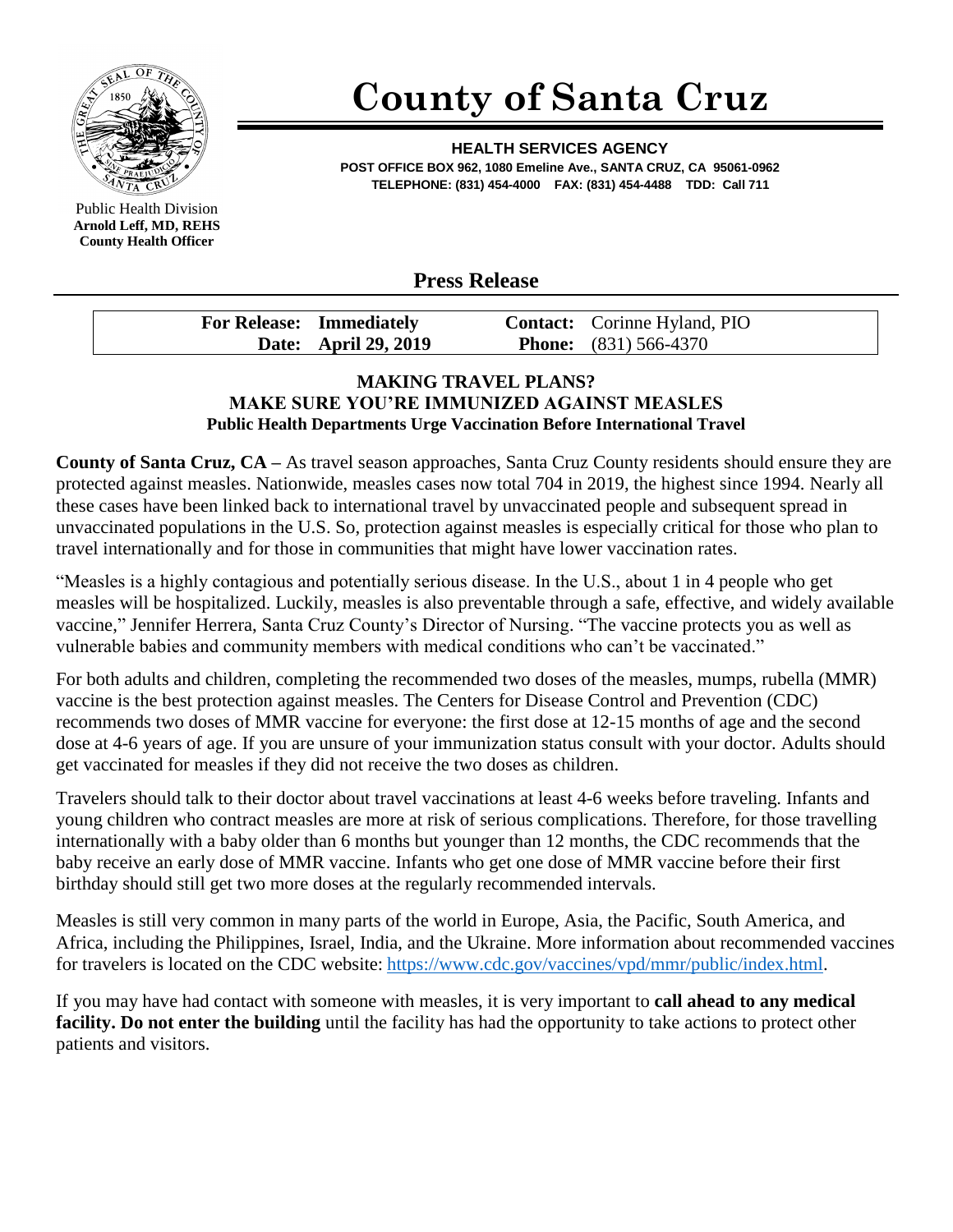# County of Santa Cruz

**HEALTH SERVICES AGENCY**
**POST OFFICE BOX 962, 1080 Emeline Ave., SANTA CRUZ, CA 95061-0962**
**TELEPHONE: (831) 454-4000 FAX: (831) 454-4488 TDD: Call 711**

Public Health Division
**Arnold Leff, MD, REHS**
**County Health Officer**

## Press Release

| | |
|---|---|
| **For Release:** Immediately | **Contact:** Corinne Hyland, PIO |
| **Date:** April 29, 2019 | **Phone:** (831) 566-4370 |

### MAKING TRAVEL PLANS? MAKE SURE YOU'RE IMMUNIZED AGAINST MEASLES

**Public Health Departments Urge Vaccination Before International Travel**

**County of Santa Cruz, CA –** As travel season approaches, Santa Cruz County residents should ensure they are protected against measles. Nationwide, measles cases now total 704 in 2019, the highest since 1994. Nearly all these cases have been linked back to international travel by unvaccinated people and subsequent spread in unvaccinated populations in the U.S. So, protection against measles is especially critical for those who plan to travel internationally and for those in communities that might have lower vaccination rates.

"Measles is a highly contagious and potentially serious disease. In the U.S., about 1 in 4 people who get measles will be hospitalized. Luckily, measles is also preventable through a safe, effective, and widely available vaccine," Jennifer Herrera, Santa Cruz County's Director of Nursing. "The vaccine protects you as well as vulnerable babies and community members with medical conditions who can't be vaccinated."

For both adults and children, completing the recommended two doses of the measles, mumps, rubella (MMR) vaccine is the best protection against measles. The Centers for Disease Control and Prevention (CDC) recommends two doses of MMR vaccine for everyone: the first dose at 12-15 months of age and the second dose at 4-6 years of age. If you are unsure of your immunization status consult with your doctor. Adults should get vaccinated for measles if they did not receive the two doses as children.

Travelers should talk to their doctor about travel vaccinations at least 4-6 weeks before traveling. Infants and young children who contract measles are more at risk of serious complications. Therefore, for those travelling internationally with a baby older than 6 months but younger than 12 months, the CDC recommends that the baby receive an early dose of MMR vaccine. Infants who get one dose of MMR vaccine before their first birthday should still get two more doses at the regularly recommended intervals.

Measles is still very common in many parts of the world in Europe, Asia, the Pacific, South America, and Africa, including the Philippines, Israel, India, and the Ukraine. More information about recommended vaccines for travelers is located on the CDC website: https://www.cdc.gov/vaccines/vpd/mmr/public/index.html.

If you may have had contact with someone with measles, it is very important to **call ahead to any medical facility. Do not enter the building** until the facility has had the opportunity to take actions to protect other patients and visitors.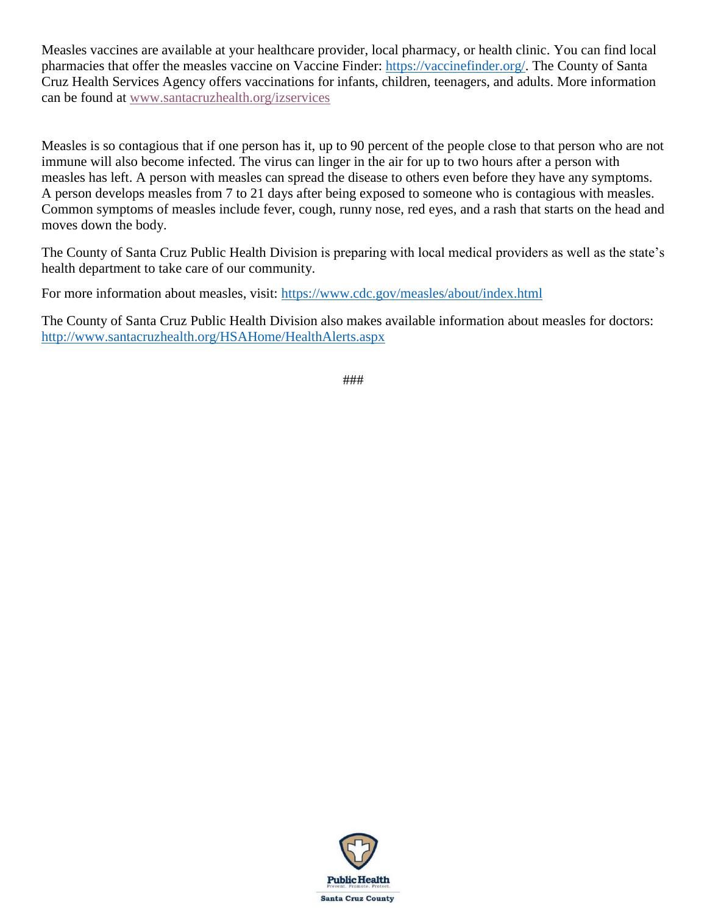Measles vaccines are available at your healthcare provider, local pharmacy, or health clinic. You can find local pharmacies that offer the measles vaccine on Vaccine Finder: https://vaccinefinder.org/. The County of Santa Cruz Health Services Agency offers vaccinations for infants, children, teenagers, and adults. More information can be found at www.santacruzhealth.org/izservices

Measles is so contagious that if one person has it, up to 90 percent of the people close to that person who are not immune will also become infected. The virus can linger in the air for up to two hours after a person with measles has left. A person with measles can spread the disease to others even before they have any symptoms. A person develops measles from 7 to 21 days after being exposed to someone who is contagious with measles. Common symptoms of measles include fever, cough, runny nose, red eyes, and a rash that starts on the head and moves down the body.

The County of Santa Cruz Public Health Division is preparing with local medical providers as well as the state's health department to take care of our community.

For more information about measles, visit: https://www.cdc.gov/measles/about/index.html

The County of Santa Cruz Public Health Division also makes available information about measles for doctors: http://www.santacruzhealth.org/HSAHome/HealthAlerts.aspx

###

Public Health
Prevent. Promote. Protect.
Santa Cruz County